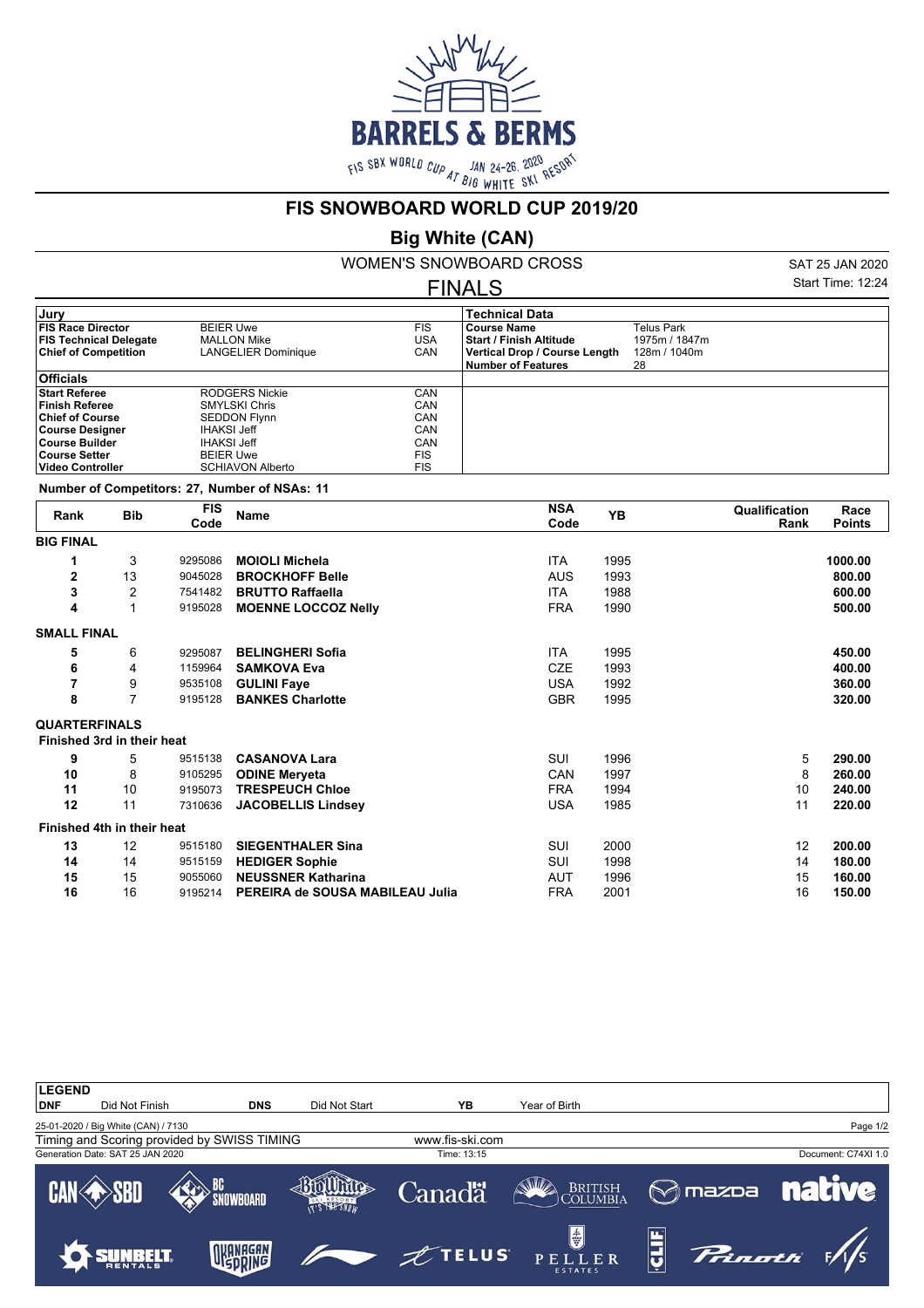# FIS SNOWBOARD WORLD CUP 2019/20

## Big White (CAN)

### WOMEN'S SNOWBOARD CROSS

### FINALS

SAT 25 JAN 2020
Start Time: 12:24

| Jury | | | Technical Data | |
|---|---|---|---|---|
| **FIS Race Director** | BEIER Uwe | FIS | **Course Name** | Telus Park |
| **FIS Technical Delegate** | MALLON Mike | USA | **Start / Finish Altitude** | 1975m / 1847m |
| **Chief of Competition** | LANGELIER Dominique | CAN | **Vertical Drop / Course Length** | 128m / 1040m |
| | | | **Number of Features** | 28 |

| Officials | | |
|---|---|---|
| **Start Referee** | RODGERS Nickie | CAN |
| **Finish Referee** | SMYLSKI Chris | CAN |
| **Chief of Course** | SEDDON Flynn | CAN |
| **Course Designer** | IHAKSI Jeff | CAN |
| **Course Builder** | IHAKSI Jeff | CAN |
| **Course Setter** | BEIER Uwe | FIS |
| **Video Controller** | SCHIAVON Alberto | FIS |

**Number of Competitors: 27, Number of NSAs: 11**

| Rank | Bib | FIS Code | Name | NSA Code | YB | Qualification Rank | Race Points |
|---|---|---|---|---|---|---|---|
| **BIG FINAL** | | | | | | | |
| **1** | 3 | 9295086 | **MOIOLI Michela** | ITA | 1995 | | **1000.00** |
| **2** | 13 | 9045028 | **BROCKHOFF Belle** | AUS | 1993 | | **800.00** |
| **3** | 2 | 7541482 | **BRUTTO Raffaella** | ITA | 1988 | | **600.00** |
| **4** | 1 | 9195028 | **MOENNE LOCCOZ Nelly** | FRA | 1990 | | **500.00** |
| **SMALL FINAL** | | | | | | | |
| **5** | 6 | 9295087 | **BELINGHERI Sofia** | ITA | 1995 | | **450.00** |
| **6** | 4 | 1159964 | **SAMKOVA Eva** | CZE | 1993 | | **400.00** |
| **7** | 9 | 9535108 | **GULINI Faye** | USA | 1992 | | **360.00** |
| **8** | 7 | 9195128 | **BANKES Charlotte** | GBR | 1995 | | **320.00** |
| **QUARTERFINALS** | | | | | | | |
| **Finished 3rd in their heat** | | | | | | | |
| **9** | 5 | 9515138 | **CASANOVA Lara** | SUI | 1996 | 5 | **290.00** |
| **10** | 8 | 9105295 | **ODINE Meryeta** | CAN | 1997 | 8 | **260.00** |
| **11** | 10 | 9195073 | **TRESPEUCH Chloe** | FRA | 1994 | 10 | **240.00** |
| **12** | 11 | 7310636 | **JACOBELLIS Lindsey** | USA | 1985 | 11 | **220.00** |
| **Finished 4th in their heat** | | | | | | | |
| **13** | 12 | 9515180 | **SIEGENTHALER Sina** | SUI | 2000 | 12 | **200.00** |
| **14** | 14 | 9515159 | **HEDIGER Sophie** | SUI | 1998 | 14 | **180.00** |
| **15** | 15 | 9055060 | **NEUSSNER Katharina** | AUT | 1996 | 15 | **160.00** |
| **16** | 16 | 9195214 | **PEREIRA de SOUSA MABILEAU Julia** | FRA | 2001 | 16 | **150.00** |

| LEGEND | | | | | |
|---|---|---|---|---|---|
| **DNF** | Did Not Finish | **DNS** | Did Not Start | **YB** | Year of Birth |

25-01-2020 / Big White (CAN) / 7130

Timing and Scoring provided by SWISS TIMING — www.fis-ski.com

Generation Date: SAT 25 JAN 2020 — Time: 13:15 — Document: C74XI 1.0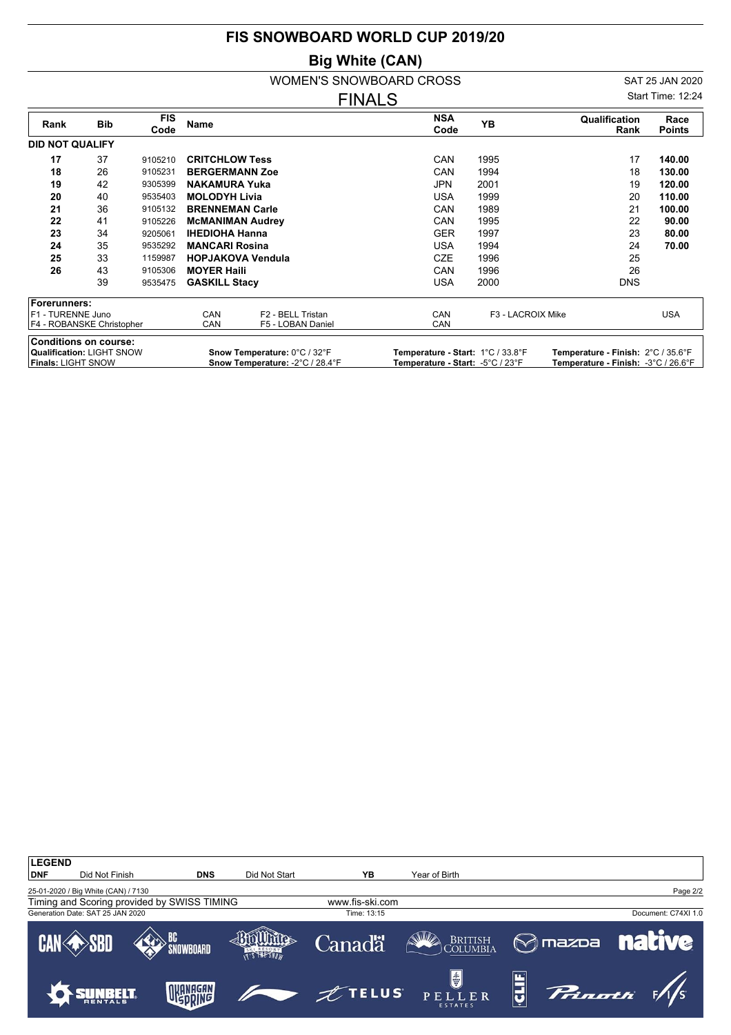# FIS SNOWBOARD WORLD CUP 2019/20

## Big White (CAN)

WOMEN'S SNOWBOARD CROSS — SAT 25 JAN 2020

FINALS — Start Time: 12:24

| Rank | Bib | FIS Code | Name | NSA Code | YB | Qualification Rank | Race Points |
|---|---|---|---|---|---|---|---|
| **DID NOT QUALIFY** | | | | | | | |
| **17** | 37 | 9105210 | **CRITCHLOW Tess** | CAN | 1995 | 17 | **140.00** |
| **18** | 26 | 9105231 | **BERGERMANN Zoe** | CAN | 1994 | 18 | **130.00** |
| **19** | 42 | 9305399 | **NAKAMURA Yuka** | JPN | 2001 | 19 | **120.00** |
| **20** | 40 | 9535403 | **MOLODYH Livia** | USA | 1999 | 20 | **110.00** |
| **21** | 36 | 9105132 | **BRENNEMAN Carle** | CAN | 1989 | 21 | **100.00** |
| **22** | 41 | 9105226 | **McMANIMAN Audrey** | CAN | 1995 | 22 | **90.00** |
| **23** | 34 | 9205061 | **IHEDIOHA Hanna** | GER | 1997 | 23 | **80.00** |
| **24** | 35 | 9535292 | **MANCARI Rosina** | USA | 1994 | 24 | **70.00** |
| **25** | 33 | 1159987 | **HOPJAKOVA Vendula** | CZE | 1996 | 25 | |
| **26** | 43 | 9105306 | **MOYER Haili** | CAN | 1996 | 26 | |
| | 39 | 9535475 | **GASKILL Stacy** | USA | 2000 | DNS | |

**Forerunners:**

| | | | | | |
|---|---|---|---|---|---|
| F1 - TURENNE Juno | CAN | F2 - BELL Tristan | CAN | F3 - LACROIX Mike | USA |
| F4 - ROBANSKE Christopher | CAN | F5 - LOBAN Daniel | CAN | | |

**Conditions on course:**

| | | | |
|---|---|---|---|
| **Qualification:** LIGHT SNOW | **Snow Temperature:** 0°C / 32°F | **Temperature - Start:** 1°C / 33.8°F | **Temperature - Finish:** 2°C / 35.6°F |
| **Finals:** LIGHT SNOW | **Snow Temperature:** -2°C / 28.4°F | **Temperature - Start:** -5°C / 23°F | **Temperature - Finish:** -3°C / 26.6°F |

**LEGEND**

| | | | | | |
|---|---|---|---|---|---|
| **DNF** | Did Not Finish | **DNS** | Did Not Start | **YB** | Year of Birth |

25-01-2020 / Big White (CAN) / 7130

Timing and Scoring provided by SWISS TIMING — www.fis-ski.com

Generation Date: SAT 25 JAN 2020 — Time: 13:15 — Document: C74XI 1.0